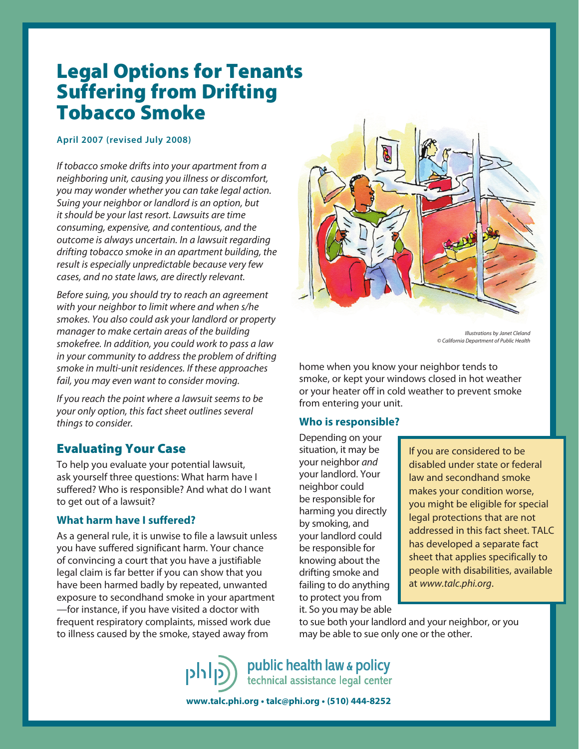# Legal Options for Tenants Suffering from Drifting Tobacco Smoke

**April 2007 (revised July 2008)**

*If tobacco smoke drifts into your apartment from a neighboring unit, causing you illness or discomfort, you may wonder whether you can take legal action. Suing your neighbor or landlord is an option, but it should be your last resort. Lawsuits are time consuming, expensive, and contentious, and the outcome is always uncertain. In a lawsuit regarding drifting tobacco smoke in an apartment building, the result is especially unpredictable because very few cases, and no state laws, are directly relevant.*

*Before suing, you should try to reach an agreement with your neighbor to limit where and when s/he smokes. You also could ask your landlord or property manager to make certain areas of the building smokefree. In addition, you could work to pass a law in your community to address the problem of drifting smoke in multi-unit residences. If these approaches fail, you may even want to consider moving.*

*If you reach the point where a lawsuit seems to be your only option, this fact sheet outlines several things to consider.*

Illustrations by Janet Cleland
© California Department of Public Health

## Evaluating Your Case

To help you evaluate your potential lawsuit, ask yourself three questions: What harm have I suffered? Who is responsible? And what do I want to get out of a lawsuit?

### What harm have I suffered?

As a general rule, it is unwise to file a lawsuit unless you have suffered significant harm. Your chance of convincing a court that you have a justifiable legal claim is far better if you can show that you have been harmed badly by repeated, unwanted exposure to secondhand smoke in your apartment —for instance, if you have visited a doctor with frequent respiratory complaints, missed work due to illness caused by the smoke, stayed away from home when you know your neighbor tends to smoke, or kept your windows closed in hot weather or your heater off in cold weather to prevent smoke from entering your unit.

### Who is responsible?

Depending on your situation, it may be your neighbor *and* your landlord. Your neighbor could be responsible for harming you directly by smoking, and your landlord could be responsible for knowing about the drifting smoke and failing to do anything to protect you from it. So you may be able to sue both your landlord and your neighbor, or you may be able to sue only one or the other.

> If you are considered to be disabled under state or federal law and secondhand smoke makes your condition worse, you might be eligible for special legal protections that are not addressed in this fact sheet. TALC has developed a separate fact sheet that applies specifically to people with disabilities, available at *www.talc.phi.org*.

phlp public health law & policy
technical assistance legal center

**www.talc.phi.org • talc@phi.org • (510) 444-8252**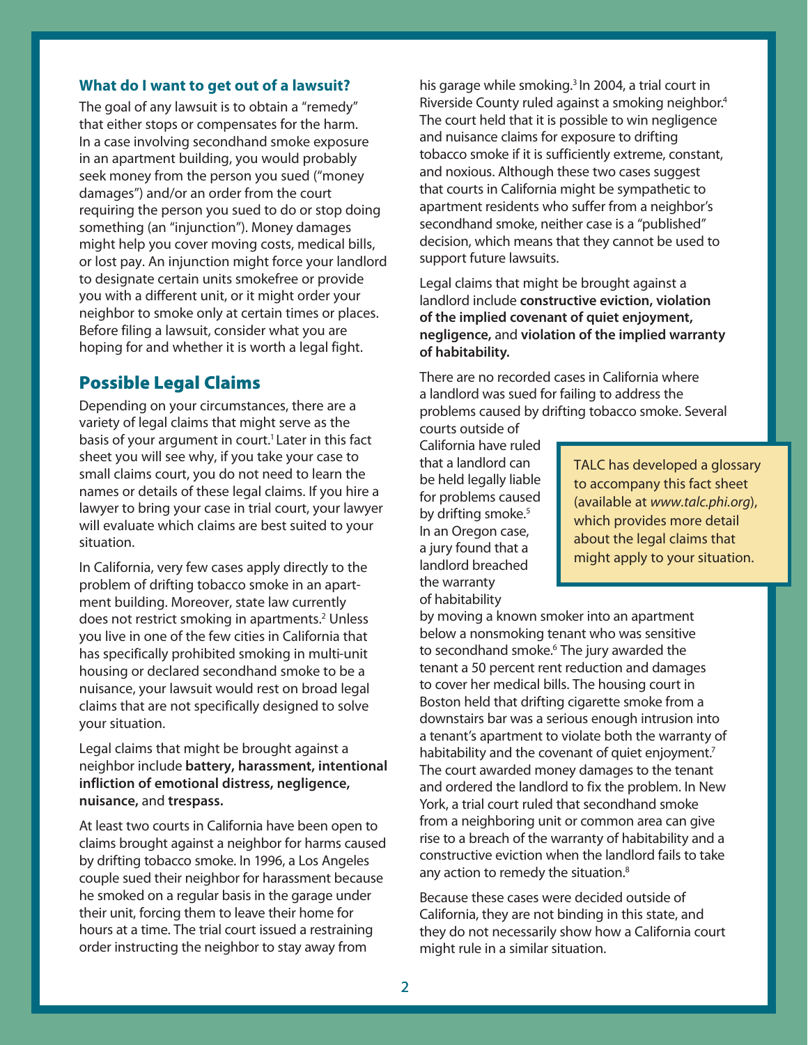### What do I want to get out of a lawsuit?

The goal of any lawsuit is to obtain a "remedy" that either stops or compensates for the harm. In a case involving secondhand smoke exposure in an apartment building, you would probably seek money from the person you sued ("money damages") and/or an order from the court requiring the person you sued to do or stop doing something (an "injunction"). Money damages might help you cover moving costs, medical bills, or lost pay. An injunction might force your landlord to designate certain units smokefree or provide you with a different unit, or it might order your neighbor to smoke only at certain times or places. Before filing a lawsuit, consider what you are hoping for and whether it is worth a legal fight.

## Possible Legal Claims

Depending on your circumstances, there are a variety of legal claims that might serve as the basis of your argument in court.[1] Later in this fact sheet you will see why, if you take your case to small claims court, you do not need to learn the names or details of these legal claims. If you hire a lawyer to bring your case in trial court, your lawyer will evaluate which claims are best suited to your situation.

In California, very few cases apply directly to the problem of drifting tobacco smoke in an apartment building. Moreover, state law currently does not restrict smoking in apartments.[2] Unless you live in one of the few cities in California that has specifically prohibited smoking in multi-unit housing or declared secondhand smoke to be a nuisance, your lawsuit would rest on broad legal claims that are not specifically designed to solve your situation.

Legal claims that might be brought against a neighbor include **battery, harassment, intentional infliction of emotional distress, negligence, nuisance,** and **trespass.**

At least two courts in California have been open to claims brought against a neighbor for harms caused by drifting tobacco smoke. In 1996, a Los Angeles couple sued their neighbor for harassment because he smoked on a regular basis in the garage under their unit, forcing them to leave their home for hours at a time. The trial court issued a restraining order instructing the neighbor to stay away from his garage while smoking.[3] In 2004, a trial court in Riverside County ruled against a smoking neighbor.[4] The court held that it is possible to win negligence and nuisance claims for exposure to drifting tobacco smoke if it is sufficiently extreme, constant, and noxious. Although these two cases suggest that courts in California might be sympathetic to apartment residents who suffer from a neighbor's secondhand smoke, neither case is a "published" decision, which means that they cannot be used to support future lawsuits.

Legal claims that might be brought against a landlord include **constructive eviction, violation of the implied covenant of quiet enjoyment, negligence,** and **violation of the implied warranty of habitability.**

There are no recorded cases in California where a landlord was sued for failing to address the problems caused by drifting tobacco smoke. Several courts outside of California have ruled that a landlord can be held legally liable for problems caused by drifting smoke.[5] In an Oregon case, a jury found that a landlord breached the warranty of habitability by moving a known smoker into an apartment below a nonsmoking tenant who was sensitive to secondhand smoke.[6] The jury awarded the tenant a 50 percent rent reduction and damages to cover her medical bills. The housing court in Boston held that drifting cigarette smoke from a downstairs bar was a serious enough intrusion into a tenant's apartment to violate both the warranty of habitability and the covenant of quiet enjoyment.[7] The court awarded money damages to the tenant and ordered the landlord to fix the problem. In New York, a trial court ruled that secondhand smoke from a neighboring unit or common area can give rise to a breach of the warranty of habitability and a constructive eviction when the landlord fails to take any action to remedy the situation.[8]

> TALC has developed a glossary to accompany this fact sheet (available at *www.talc.phi.org*), which provides more detail about the legal claims that might apply to your situation.

Because these cases were decided outside of California, they are not binding in this state, and they do not necessarily show how a California court might rule in a similar situation.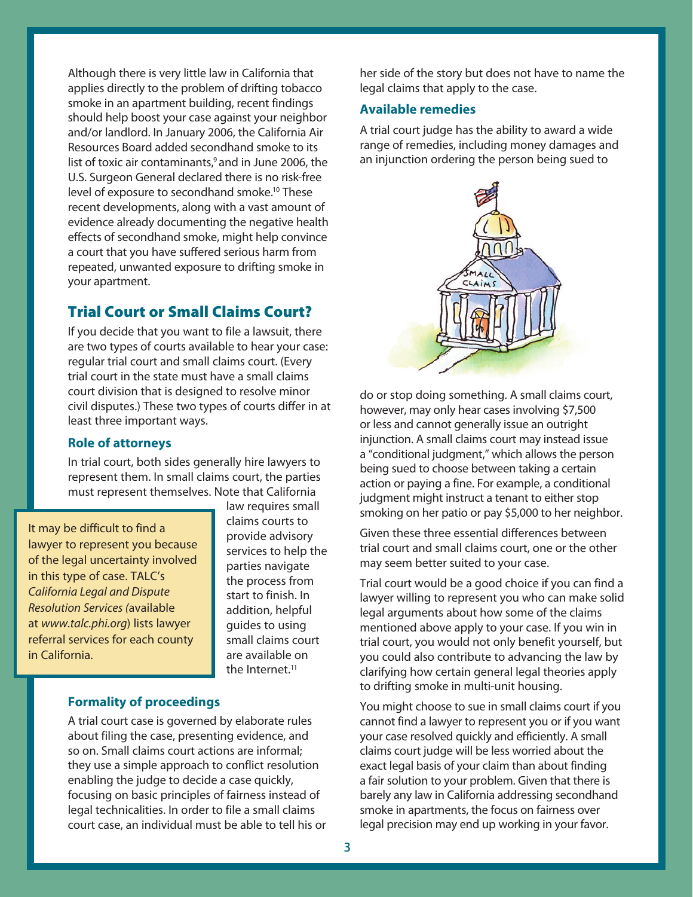Although there is very little law in California that applies directly to the problem of drifting tobacco smoke in an apartment building, recent findings should help boost your case against your neighbor and/or landlord. In January 2006, the California Air Resources Board added secondhand smoke to its list of toxic air contaminants,[9] and in June 2006, the U.S. Surgeon General declared there is no risk-free level of exposure to secondhand smoke.[10] These recent developments, along with a vast amount of evidence already documenting the negative health effects of secondhand smoke, might help convince a court that you have suffered serious harm from repeated, unwanted exposure to drifting smoke in your apartment.

## Trial Court or Small Claims Court?

If you decide that you want to file a lawsuit, there are two types of courts available to hear your case: regular trial court and small claims court. (Every trial court in the state must have a small claims court division that is designed to resolve minor civil disputes.) These two types of courts differ in at least three important ways.

### Role of attorneys

In trial court, both sides generally hire lawyers to represent them. In small claims court, the parties must represent themselves. Note that California law requires small claims courts to provide advisory services to help the parties navigate the process from start to finish. In addition, helpful guides to using small claims court are available on the Internet.[11]

> It may be difficult to find a lawyer to represent you because of the legal uncertainty involved in this type of case. TALC's *California Legal and Dispute Resolution Services (*available at *www.talc.phi.org*) lists lawyer referral services for each county in California.

### Formality of proceedings

A trial court case is governed by elaborate rules about filing the case, presenting evidence, and so on. Small claims court actions are informal; they use a simple approach to conflict resolution enabling the judge to decide a case quickly, focusing on basic principles of fairness instead of legal technicalities. In order to file a small claims court case, an individual must be able to tell his or her side of the story but does not have to name the legal claims that apply to the case.

### Available remedies

A trial court judge has the ability to award a wide range of remedies, including money damages and an injunction ordering the person being sued to do or stop doing something. A small claims court, however, may only hear cases involving $7,500 or less and cannot generally issue an outright injunction. A small claims court may instead issue a "conditional judgment," which allows the person being sued to choose between taking a certain action or paying a fine. For example, a conditional judgment might instruct a tenant to either stop smoking on her patio or pay $5,000 to her neighbor.

Given these three essential differences between trial court and small claims court, one or the other may seem better suited to your case.

Trial court would be a good choice if you can find a lawyer willing to represent you who can make solid legal arguments about how some of the claims mentioned above apply to your case. If you win in trial court, you would not only benefit yourself, but you could also contribute to advancing the law by clarifying how certain general legal theories apply to drifting smoke in multi-unit housing.

You might choose to sue in small claims court if you cannot find a lawyer to represent you or if you want your case resolved quickly and efficiently. A small claims court judge will be less worried about the exact legal basis of your claim than about finding a fair solution to your problem. Given that there is barely any law in California addressing secondhand smoke in apartments, the focus on fairness over legal precision may end up working in your favor.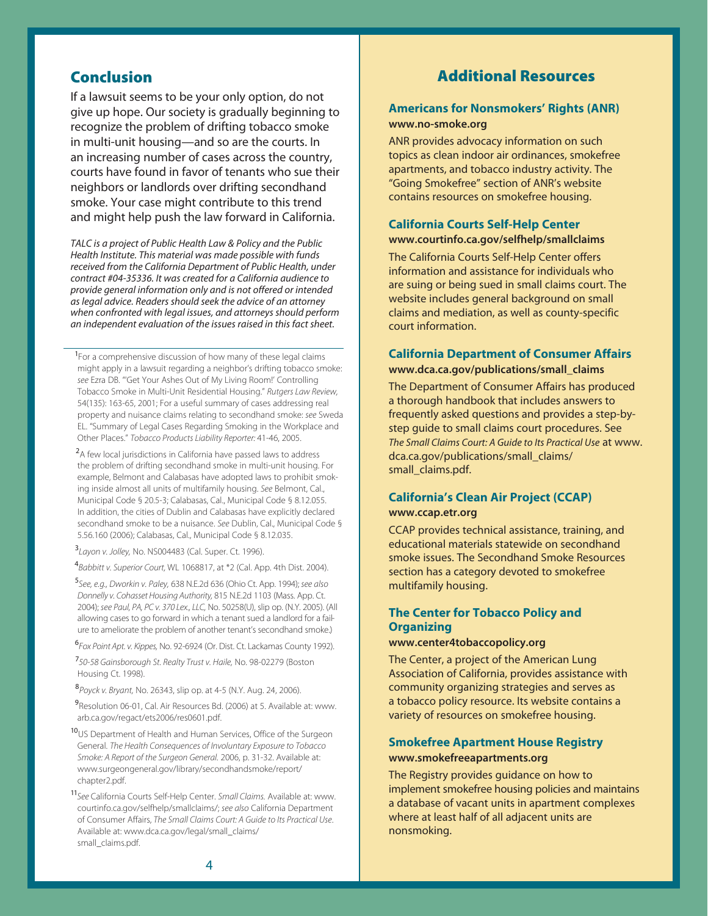## Conclusion

If a lawsuit seems to be your only option, do not give up hope. Our society is gradually beginning to recognize the problem of drifting tobacco smoke in multi-unit housing—and so are the courts. In an increasing number of cases across the country, courts have found in favor of tenants who sue their neighbors or landlords over drifting secondhand smoke. Your case might contribute to this trend and might help push the law forward in California.

*TALC is a project of Public Health Law & Policy and the Public Health Institute. This material was made possible with funds received from the California Department of Public Health, under contract #04-35336. It was created for a California audience to provide general information only and is not offered or intended as legal advice. Readers should seek the advice of an attorney when confronted with legal issues, and attorneys should perform an independent evaluation of the issues raised in this fact sheet.*

---

[1] For a comprehensive discussion of how many of these legal claims might apply in a lawsuit regarding a neighbor's drifting tobacco smoke: *see* Ezra DB. "'Get Your Ashes Out of My Living Room!' Controlling Tobacco Smoke in Multi-Unit Residential Housing." *Rutgers Law Review*, 54(135): 163-65, 2001; For a useful summary of cases addressing real property and nuisance claims relating to secondhand smoke: *see* Sweda EL. "Summary of Legal Cases Regarding Smoking in the Workplace and Other Places." *Tobacco Products Liability Reporter:* 41-46, 2005.

[2] A few local jurisdictions in California have passed laws to address the problem of drifting secondhand smoke in multi-unit housing. For example, Belmont and Calabasas have adopted laws to prohibit smoking inside almost all units of multifamily housing. *See* Belmont, Cal., Municipal Code § 20.5-3; Calabasas, Cal., Municipal Code § 8.12.055. In addition, the cities of Dublin and Calabasas have explicitly declared secondhand smoke to be a nuisance. *See* Dublin, Cal., Municipal Code § 5.56.160 (2006); Calabasas, Cal., Municipal Code § 8.12.035.

[3] *Layon v. Jolley,* No. NS004483 (Cal. Super. Ct. 1996).

[4] *Babbitt v. Superior Court,* WL 1068817, at *2 (Cal. App. 4th Dist. 2004).

[5] *See, e.g., Dworkin v. Paley,* 638 N.E.2d 636 (Ohio Ct. App. 1994); *see also Donnelly v. Cohasset Housing Authority,* 815 N.E.2d 1103 (Mass. App. Ct. 2004); *see Paul, PA, PC v. 370 Lex., LLC,* No. 50258(U), slip op. (N.Y. 2005). (All allowing cases to go forward in which a tenant sued a landlord for a failure to ameliorate the problem of another tenant's secondhand smoke.)

[6] *Fox Point Apt. v. Kippes,* No. 92-6924 (Or. Dist. Ct. Lackamas County 1992).

[7] *50-58 Gainsborough St. Realty Trust v. Haile,* No. 98-02279 (Boston Housing Ct. 1998).

[8] *Poyck v. Bryant,* No. 26343, slip op. at 4-5 (N.Y. Aug. 24, 2006).

[9] Resolution 06-01, Cal. Air Resources Bd. (2006) at 5. Available at: www.arb.ca.gov/regact/ets2006/res0601.pdf.

[10] US Department of Health and Human Services, Office of the Surgeon General. *The Health Consequences of Involuntary Exposure to Tobacco Smoke: A Report of the Surgeon General.* 2006, p. 31-32. Available at: www.surgeongeneral.gov/library/secondhandsmoke/report/chapter2.pdf.

[11] *See* California Courts Self-Help Center. *Small Claims.* Available at: www.courtinfo.ca.gov/selfhelp/smallclaims/; *see also* California Department of Consumer Affairs, *The Small Claims Court: A Guide to Its Practical Use*. Available at: www.dca.ca.gov/legal/small_claims/small_claims.pdf.

## Additional Resources

### Americans for Nonsmokers' Rights (ANR)
**www.no-smoke.org**

ANR provides advocacy information on such topics as clean indoor air ordinances, smokefree apartments, and tobacco industry activity. The "Going Smokefree" section of ANR's website contains resources on smokefree housing.

### California Courts Self-Help Center
**www.courtinfo.ca.gov/selfhelp/smallclaims**

The California Courts Self-Help Center offers information and assistance for individuals who are suing or being sued in small claims court. The website includes general background on small claims and mediation, as well as county-specific court information.

### California Department of Consumer Affairs
**www.dca.ca.gov/publications/small_claims**

The Department of Consumer Affairs has produced a thorough handbook that includes answers to frequently asked questions and provides a step-by-step guide to small claims court procedures. See *The Small Claims Court: A Guide to Its Practical Use* at www.dca.ca.gov/publications/small_claims/small_claims.pdf.

### California's Clean Air Project (CCAP)
**www.ccap.etr.org**

CCAP provides technical assistance, training, and educational materials statewide on secondhand smoke issues. The Secondhand Smoke Resources section has a category devoted to smokefree multifamily housing.

### The Center for Tobacco Policy and Organizing
**www.center4tobaccopolicy.org**

The Center, a project of the American Lung Association of California, provides assistance with community organizing strategies and serves as a tobacco policy resource. Its website contains a variety of resources on smokefree housing.

### Smokefree Apartment House Registry
**www.smokefreeapartments.org**

The Registry provides guidance on how to implement smokefree housing policies and maintains a database of vacant units in apartment complexes where at least half of all adjacent units are nonsmoking.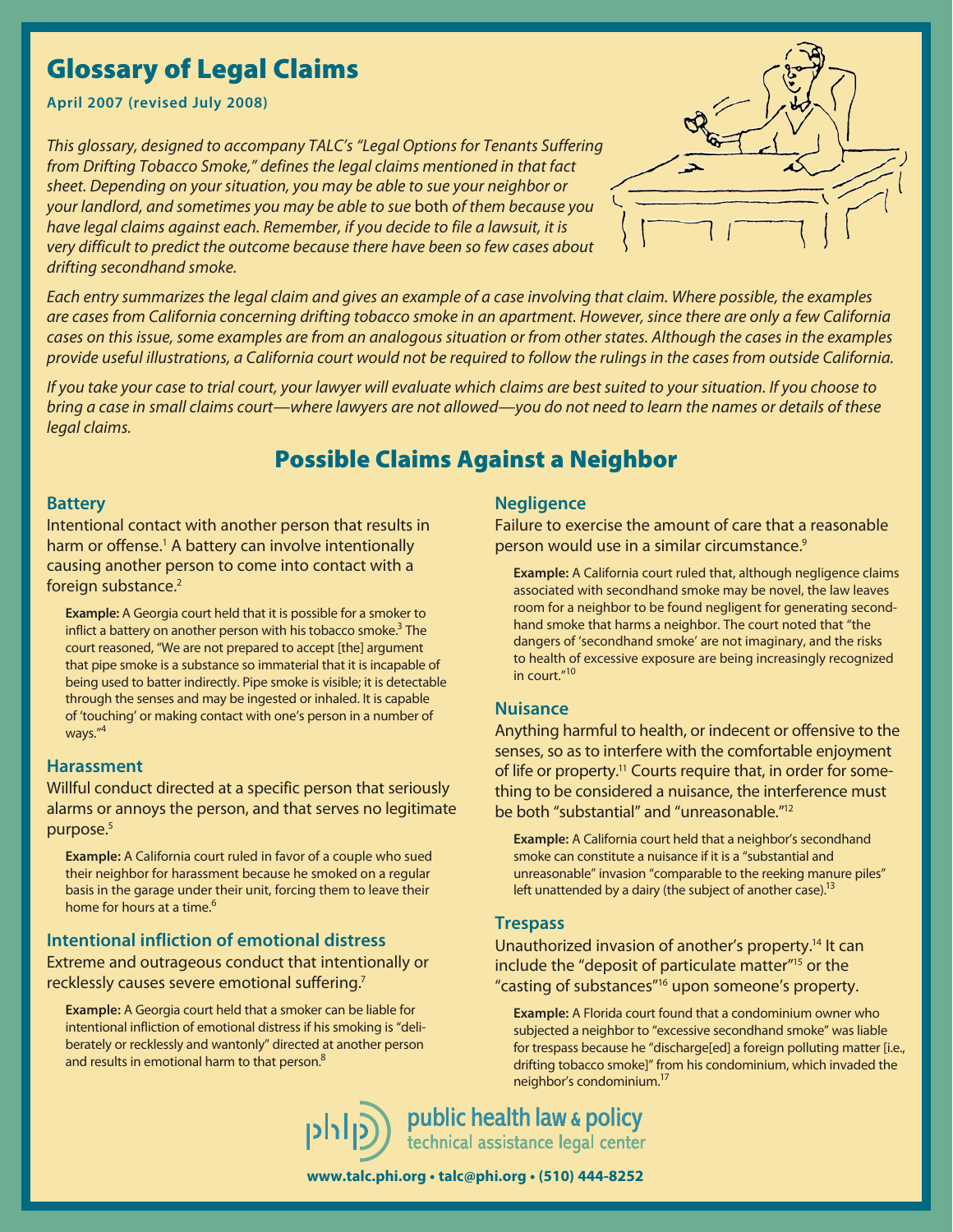# Glossary of Legal Claims

**April 2007 (revised July 2008)**

*This glossary, designed to accompany TALC's "Legal Options for Tenants Suffering from Drifting Tobacco Smoke," defines the legal claims mentioned in that fact sheet. Depending on your situation, you may be able to sue your neighbor or your landlord, and sometimes you may be able to sue* both *of them because you have legal claims against each. Remember, if you decide to file a lawsuit, it is very difficult to predict the outcome because there have been so few cases about drifting secondhand smoke.*

*Each entry summarizes the legal claim and gives an example of a case involving that claim. Where possible, the examples are cases from California concerning drifting tobacco smoke in an apartment. However, since there are only a few California cases on this issue, some examples are from an analogous situation or from other states. Although the cases in the examples provide useful illustrations, a California court would not be required to follow the rulings in the cases from outside California.*

*If you take your case to trial court, your lawyer will evaluate which claims are best suited to your situation. If you choose to bring a case in small claims court—where lawyers are not allowed—you do not need to learn the names or details of these legal claims.*

## Possible Claims Against a Neighbor

### Battery

Intentional contact with another person that results in harm or offense.[1] A battery can involve intentionally causing another person to come into contact with a foreign substance.[2]

> **Example:** A Georgia court held that it is possible for a smoker to inflict a battery on another person with his tobacco smoke.[3] The court reasoned, "We are not prepared to accept [the] argument that pipe smoke is a substance so immaterial that it is incapable of being used to batter indirectly. Pipe smoke is visible; it is detectable through the senses and may be ingested or inhaled. It is capable of 'touching' or making contact with one's person in a number of ways."[4]

### Harassment

Willful conduct directed at a specific person that seriously alarms or annoys the person, and that serves no legitimate purpose.[5]

> **Example:** A California court ruled in favor of a couple who sued their neighbor for harassment because he smoked on a regular basis in the garage under their unit, forcing them to leave their home for hours at a time.[6]

### Intentional infliction of emotional distress

Extreme and outrageous conduct that intentionally or recklessly causes severe emotional suffering.[7]

> **Example:** A Georgia court held that a smoker can be liable for intentional infliction of emotional distress if his smoking is "deliberately or recklessly and wantonly" directed at another person and results in emotional harm to that person.[8]

### Negligence

Failure to exercise the amount of care that a reasonable person would use in a similar circumstance.[9]

> **Example:** A California court ruled that, although negligence claims associated with secondhand smoke may be novel, the law leaves room for a neighbor to be found negligent for generating secondhand smoke that harms a neighbor. The court noted that "the dangers of 'secondhand smoke' are not imaginary, and the risks to health of excessive exposure are being increasingly recognized in court."[10]

### Nuisance

Anything harmful to health, or indecent or offensive to the senses, so as to interfere with the comfortable enjoyment of life or property.[11] Courts require that, in order for something to be considered a nuisance, the interference must be both "substantial" and "unreasonable."[12]

> **Example:** A California court held that a neighbor's secondhand smoke can constitute a nuisance if it is a "substantial and unreasonable" invasion "comparable to the reeking manure piles" left unattended by a dairy (the subject of another case).[13]

### Trespass

Unauthorized invasion of another's property.[14] It can include the "deposit of particulate matter"[15] or the "casting of substances"[16] upon someone's property.

> **Example:** A Florida court found that a condominium owner who subjected a neighbor to "excessive secondhand smoke" was liable for trespass because he "discharge[ed] a foreign polluting matter [i.e., drifting tobacco smoke]" from his condominium, which invaded the neighbor's condominium.[17]

public health law & policy
technical assistance legal center

**www.talc.phi.org • talc@phi.org • (510) 444-8252**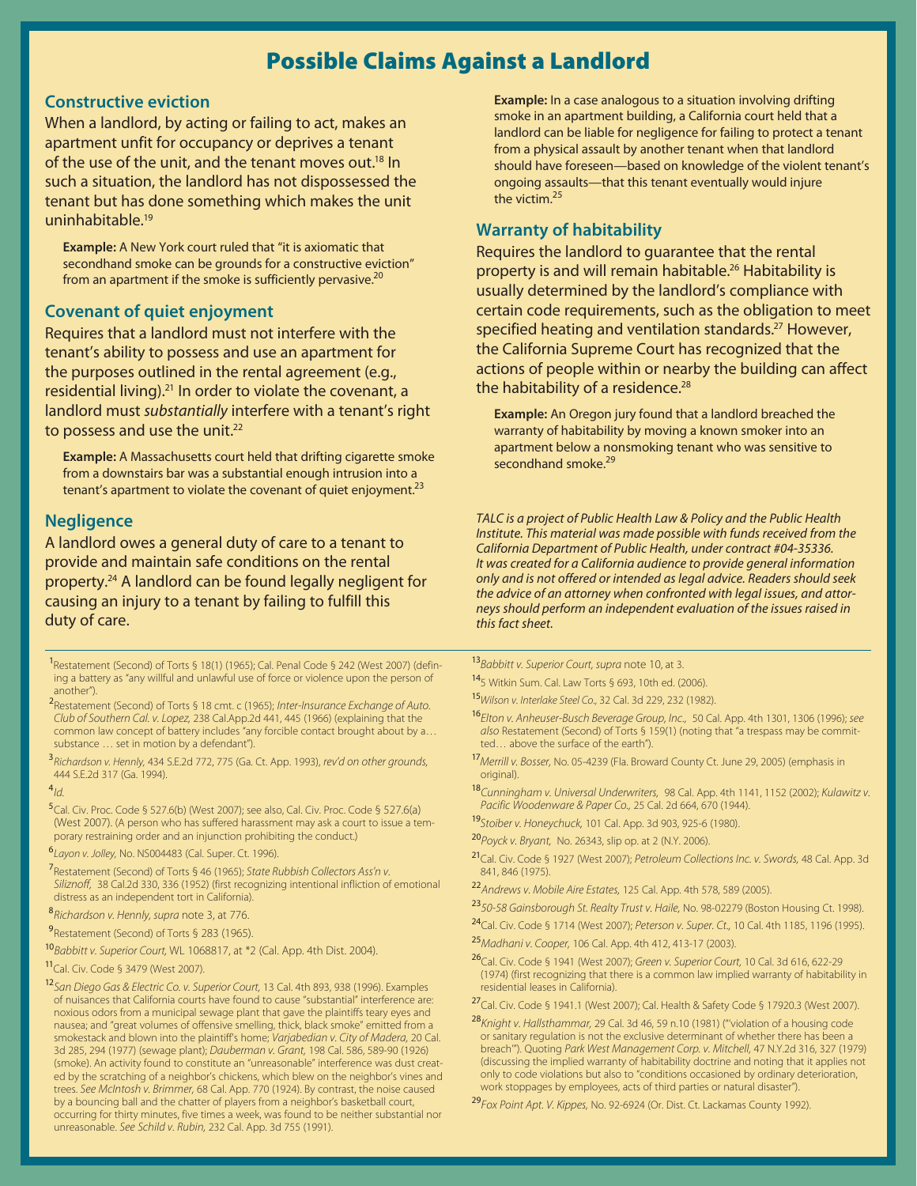# Possible Claims Against a Landlord

## Constructive eviction

When a landlord, by acting or failing to act, makes an apartment unfit for occupancy or deprives a tenant of the use of the unit, and the tenant moves out.[18] In such a situation, the landlord has not dispossessed the tenant but has done something which makes the unit uninhabitable.[19]

**Example:** A New York court ruled that "it is axiomatic that secondhand smoke can be grounds for a constructive eviction" from an apartment if the smoke is sufficiently pervasive.[20]

## Covenant of quiet enjoyment

Requires that a landlord must not interfere with the tenant's ability to possess and use an apartment for the purposes outlined in the rental agreement (e.g., residential living).[21] In order to violate the covenant, a landlord must *substantially* interfere with a tenant's right to possess and use the unit.[22]

**Example:** A Massachusetts court held that drifting cigarette smoke from a downstairs bar was a substantial enough intrusion into a tenant's apartment to violate the covenant of quiet enjoyment.[23]

## Negligence

A landlord owes a general duty of care to a tenant to provide and maintain safe conditions on the rental property.[24] A landlord can be found legally negligent for causing an injury to a tenant by failing to fulfill this duty of care.

**Example:** In a case analogous to a situation involving drifting smoke in an apartment building, a California court held that a landlord can be liable for negligence for failing to protect a tenant from a physical assault by another tenant when that landlord should have foreseen—based on knowledge of the violent tenant's ongoing assaults—that this tenant eventually would injure the victim.[25]

## Warranty of habitability

Requires the landlord to guarantee that the rental property is and will remain habitable.[26] Habitability is usually determined by the landlord's compliance with certain code requirements, such as the obligation to meet specified heating and ventilation standards.[27] However, the California Supreme Court has recognized that the actions of people within or nearby the building can affect the habitability of a residence.[28]

**Example:** An Oregon jury found that a landlord breached the warranty of habitability by moving a known smoker into an apartment below a nonsmoking tenant who was sensitive to secondhand smoke.[29]

*TALC is a project of Public Health Law & Policy and the Public Health Institute. This material was made possible with funds received from the California Department of Public Health, under contract #04-35336. It was created for a California audience to provide general information only and is not offered or intended as legal advice. Readers should seek the advice of an attorney when confronted with legal issues, and attorneys should perform an independent evaluation of the issues raised in this fact sheet.*

---

1. Restatement (Second) of Torts § 18(1) (1965); Cal. Penal Code § 242 (West 2007) (defining a battery as "any willful and unlawful use of force or violence upon the person of another").
2. Restatement (Second) of Torts § 18 cmt. c (1965); *Inter-Insurance Exchange of Auto. Club of Southern Cal. v. Lopez,* 238 Cal.App.2d 441, 445 (1966) (explaining that the common law concept of battery includes "any forcible contact brought about by a… substance … set in motion by a defendant").
3. *Richardson v. Hennly,* 434 S.E.2d 772, 775 (Ga. Ct. App. 1993), *rev'd on other grounds,* 444 S.E.2d 317 (Ga. 1994).
4. *Id.*
5. Cal. Civ. Proc. Code § 527.6(b) (West 2007); see also, Cal. Civ. Proc. Code § 527.6(a) (West 2007). (A person who has suffered harassment may ask a court to issue a temporary restraining order and an injunction prohibiting the conduct.)
6. *Layon v. Jolley,* No. NS004483 (Cal. Super. Ct. 1996).
7. Restatement (Second) of Torts § 46 (1965); *State Rubbish Collectors Ass'n v. Siliznoff,* 38 Cal.2d 330, 336 (1952) (first recognizing intentional infliction of emotional distress as an independent tort in California).
8. *Richardson v. Hennly, supra* note 3, at 776.
9. Restatement (Second) of Torts § 283 (1965).
10. *Babbitt v. Superior Court,* WL 1068817, at *2 (Cal. App. 4th Dist. 2004).
11. Cal. Civ. Code § 3479 (West 2007).
12. *San Diego Gas & Electric Co. v. Superior Court,* 13 Cal. 4th 893, 938 (1996). Examples of nuisances that California courts have found to cause "substantial" interference are: noxious odors from a municipal sewage plant that gave the plaintiffs teary eyes and nausea; and "great volumes of offensive smelling, thick, black smoke" emitted from a smokestack and blown into the plaintiff's home; *Varjabedian v. City of Madera,* 20 Cal. 3d 285, 294 (1977) (sewage plant); *Dauberman v. Grant,* 198 Cal. 586, 589-90 (1926) (smoke). An activity found to constitute an "unreasonable" interference was dust created by the scratching of a neighbor's chickens, which blew on the neighbor's vines and trees. *See McIntosh v. Brimmer,* 68 Cal. App. 770 (1924). By contrast, the noise caused by a bouncing ball and the chatter of players from a neighbor's basketball court, occurring for thirty minutes, five times a week, was found to be neither substantial nor unreasonable. *See Schild v. Rubin,* 232 Cal. App. 3d 755 (1991).
13. *Babbitt v. Superior Court, supra* note 10, at 3.
14. 5 Witkin Sum. Cal. Law Torts § 693, 10th ed. (2006).
15. *Wilson v. Interlake Steel Co.,* 32 Cal. 3d 229, 232 (1982).
16. *Elton v. Anheuser-Busch Beverage Group, Inc.,* 50 Cal. App. 4th 1301, 1306 (1996); *see also* Restatement (Second) of Torts § 159(1) (noting that "a trespass may be committed… above the surface of the earth").
17. *Merrill v. Bosser,* No. 05-4239 (Fla. Broward County Ct. June 29, 2005) (emphasis in original).
18. *Cunningham v. Universal Underwriters,* 98 Cal. App. 4th 1141, 1152 (2002); *Kulawitz v. Pacific Woodenware & Paper Co.,* 25 Cal. 2d 664, 670 (1944).
19. *Stoiber v. Honeychuck,* 101 Cal. App. 3d 903, 925-6 (1980).
20. *Poyck v. Bryant,* No. 26343, slip op. at 2 (N.Y. 2006).
21. Cal. Civ. Code § 1927 (West 2007); *Petroleum Collections Inc. v. Swords,* 48 Cal. App. 3d 841, 846 (1975).
22. *Andrews v. Mobile Aire Estates,* 125 Cal. App. 4th 578, 589 (2005).
23. *50-58 Gainsborough St. Realty Trust v. Haile,* No. 98-02279 (Boston Housing Ct. 1998).
24. Cal. Civ. Code § 1714 (West 2007); *Peterson v. Super. Ct.,* 10 Cal. 4th 1185, 1196 (1995).
25. *Madhani v. Cooper,* 106 Cal. App. 4th 412, 413-17 (2003).
26. Cal. Civ. Code § 1941 (West 2007); *Green v. Superior Court,* 10 Cal. 3d 616, 622-29 (1974) (first recognizing that there is a common law implied warranty of habitability in residential leases in California).
27. Cal. Civ. Code § 1941.1 (West 2007); Cal. Health & Safety Code § 17920.3 (West 2007).
28. *Knight v. Hallsthammar,* 29 Cal. 3d 46, 59 n.10 (1981) ("'violation of a housing code or sanitary regulation is not the exclusive determinant of whether there has been a breach'"). Quoting *Park West Management Corp. v. Mitchell,* 47 N.Y.2d 316, 327 (1979) (discussing the implied warranty of habitability doctrine and noting that it applies not only to code violations but also to "conditions occasioned by ordinary deterioration, work stoppages by employees, acts of third parties or natural disaster").
29. *Fox Point Apt. V. Kippes,* No. 92-6924 (Or. Dist. Ct. Lackamas County 1992).